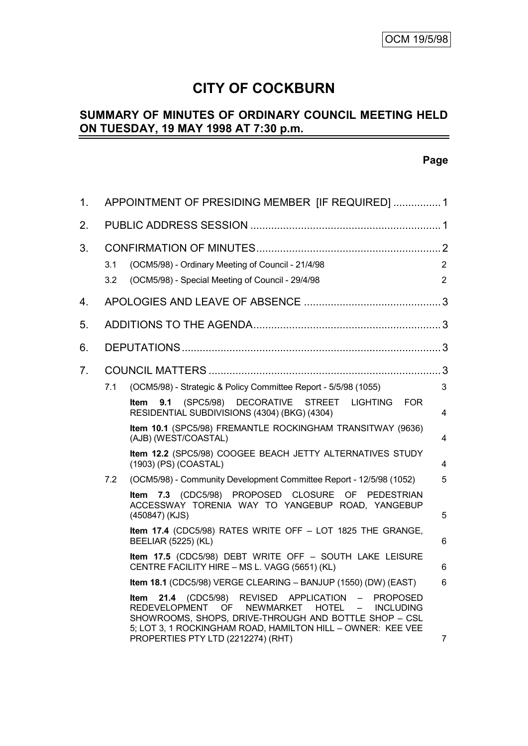OCM 19/5/98

# CITY OF COCKBURN

## SUMMARY OF MINUTES OF ORDINARY COUNCIL MEETING HELD ON TUESDAY, 19 MAY 1998 AT 7:30 p.m.

**Page**

1. APPOINTMENT OF PRESIDING MEMBER [IF REQUIRED] ................ 1
2. PUBLIC ADDRESS SESSION ................................................................ 1
3. CONFIRMATION OF MINUTES.............................................................. 2
   - 3.1 (OCM5/98) - Ordinary Meeting of Council - 21/4/98 — 2
   - 3.2 (OCM5/98) - Special Meeting of Council - 29/4/98 — 2
4. APOLOGIES AND LEAVE OF ABSENCE .............................................. 3
5. ADDITIONS TO THE AGENDA............................................................... 3
6. DEPUTATIONS....................................................................................... 3
7. COUNCIL MATTERS .............................................................................. 3
   - 7.1 (OCM5/98) - Strategic & Policy Committee Report - 5/5/98 (1055) — 3
     - **Item 9.1** (SPC5/98) DECORATIVE STREET LIGHTING FOR RESIDENTIAL SUBDIVISIONS (4304) (BKG) (4304) — 4
     - **Item 10.1** (SPC5/98) FREMANTLE ROCKINGHAM TRANSITWAY (9636) (AJB) (WEST/COASTAL) — 4
     - **Item 12.2** (SPC5/98) COOGEE BEACH JETTY ALTERNATIVES STUDY (1903) (PS) (COASTAL) — 4
   - 7.2 (OCM5/98) - Community Development Committee Report - 12/5/98 (1052) — 5
     - **Item 7.3** (CDC5/98) PROPOSED CLOSURE OF PEDESTRIAN ACCESSWAY TORENIA WAY TO YANGEBUP ROAD, YANGEBUP (450847) (KJS) — 5
     - **Item 17.4** (CDC5/98) RATES WRITE OFF – LOT 1825 THE GRANGE, BEELIAR (5225) (KL) — 6
     - **Item 17.5** (CDC5/98) DEBT WRITE OFF – SOUTH LAKE LEISURE CENTRE FACILITY HIRE – MS L. VAGG (5651) (KL) — 6
     - **Item 18.1** (CDC5/98) VERGE CLEARING – BANJUP (1550) (DW) (EAST) — 6
     - **Item 21.4** (CDC5/98) REVISED APPLICATION – PROPOSED REDEVELOPMENT OF NEWMARKET HOTEL – INCLUDING SHOWROOMS, SHOPS, DRIVE-THROUGH AND BOTTLE SHOP – CSL 5; LOT 3, 1 ROCKINGHAM ROAD, HAMILTON HILL – OWNER: KEE VEE PROPERTIES PTY LTD (2212274) (RHT) — 7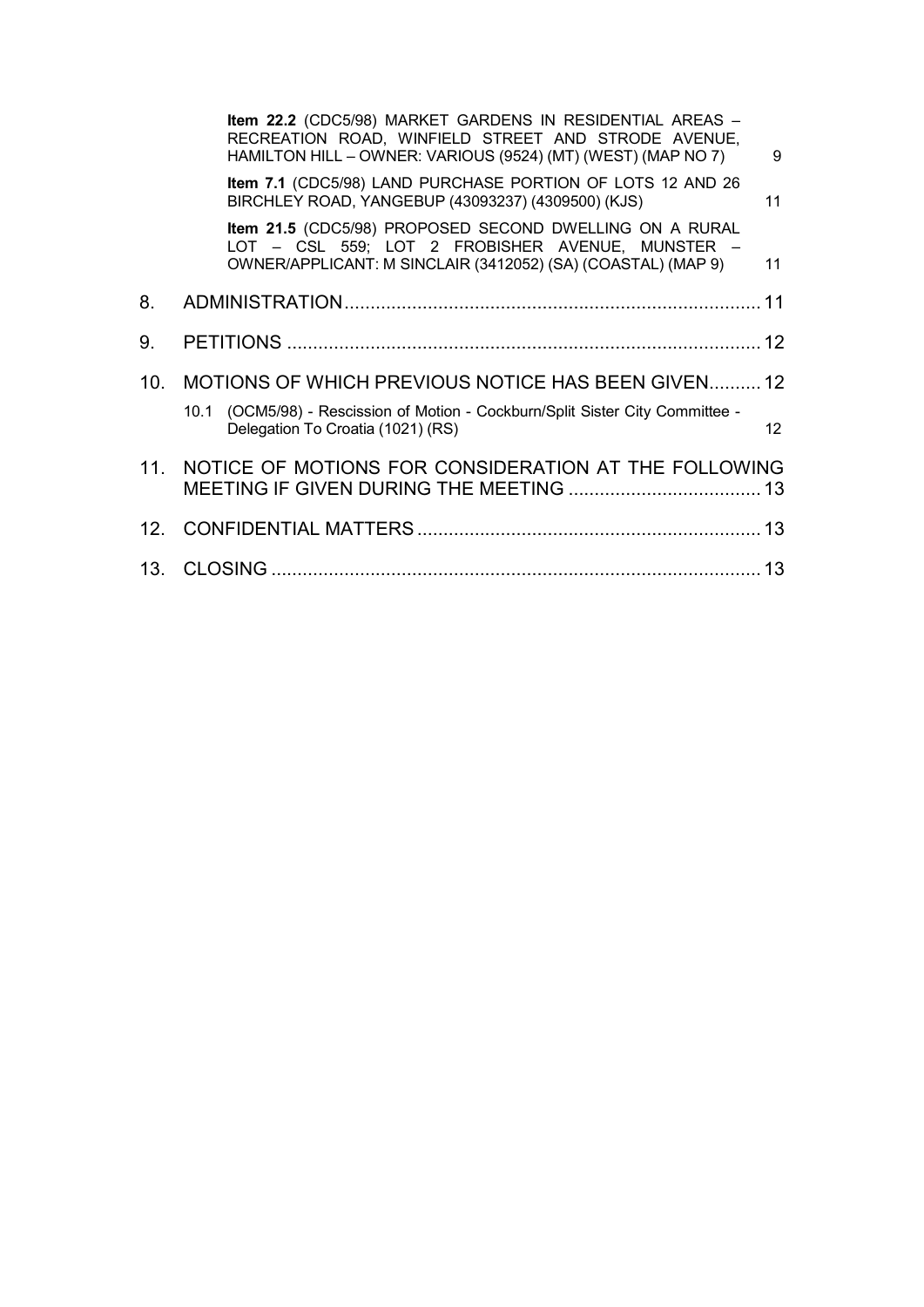**Item 22.2** (CDC5/98) MARKET GARDENS IN RESIDENTIAL AREAS – RECREATION ROAD, WINFIELD STREET AND STRODE AVENUE, HAMILTON HILL – OWNER: VARIOUS (9524) (MT) (WEST) (MAP NO 7) 9

**Item 7.1** (CDC5/98) LAND PURCHASE PORTION OF LOTS 12 AND 26 BIRCHLEY ROAD, YANGEBUP (43093237) (4309500) (KJS) 11

**Item 21.5** (CDC5/98) PROPOSED SECOND DWELLING ON A RURAL LOT – CSL 559; LOT 2 FROBISHER AVENUE, MUNSTER – OWNER/APPLICANT: M SINCLAIR (3412052) (SA) (COASTAL) (MAP 9) 11

8. ADMINISTRATION ............................................................................... 11

9. PETITIONS ......................................................................................... 12

10. MOTIONS OF WHICH PREVIOUS NOTICE HAS BEEN GIVEN.......... 12

    10.1 (OCM5/98) - Rescission of Motion - Cockburn/Split Sister City Committee - Delegation To Croatia (1021) (RS) 12

11. NOTICE OF MOTIONS FOR CONSIDERATION AT THE FOLLOWING MEETING IF GIVEN DURING THE MEETING ..................................... 13

12. CONFIDENTIAL MATTERS ................................................................. 13

13. CLOSING ............................................................................................ 13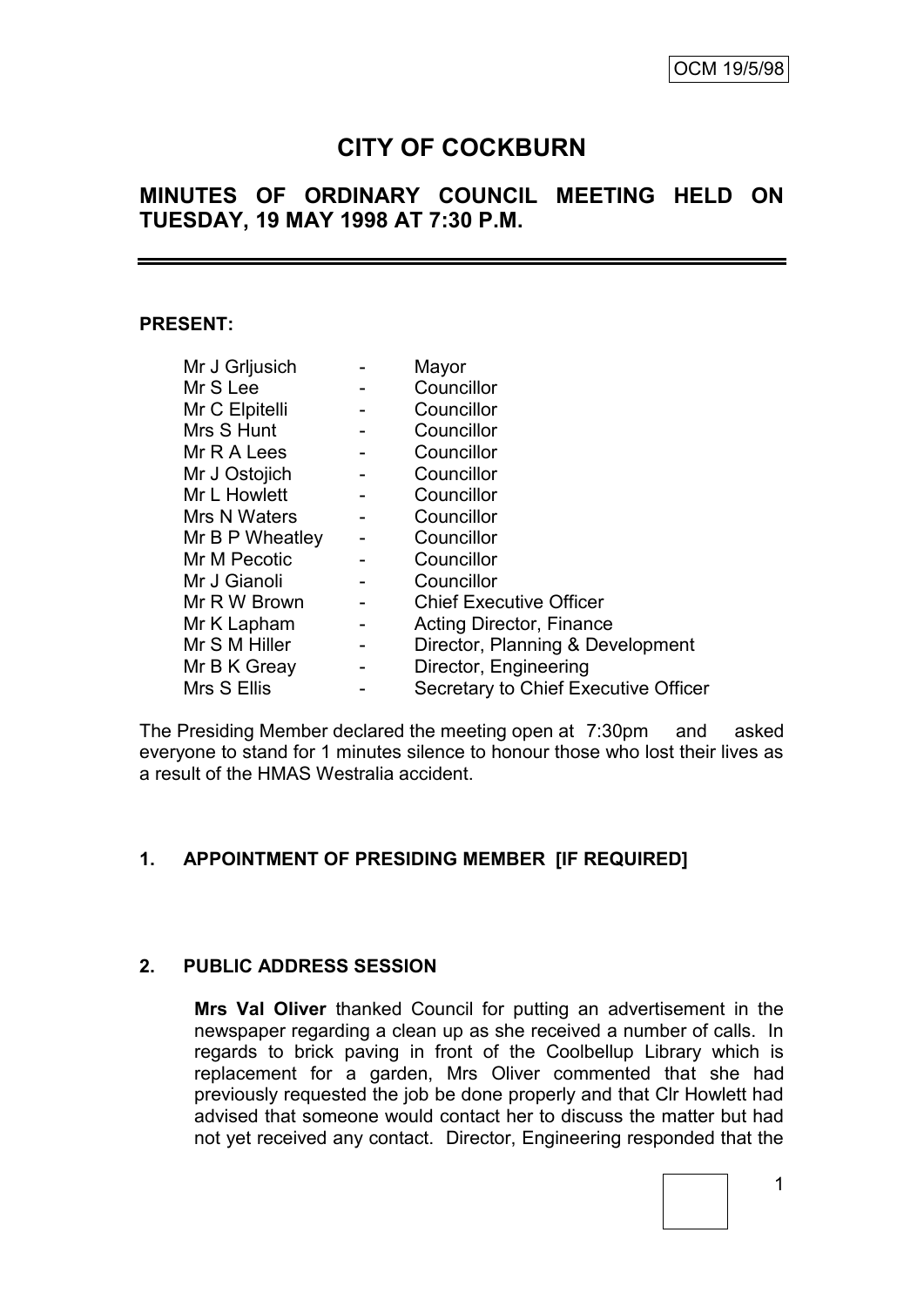OCM 19/5/98

# CITY OF COCKBURN

## MINUTES OF ORDINARY COUNCIL MEETING HELD ON TUESDAY, 19 MAY 1998 AT 7:30 P.M.

**PRESENT:**

| | | |
|---|---|---|
| Mr J Grljusich | - | Mayor |
| Mr S Lee | - | Councillor |
| Mr C Elpitelli | - | Councillor |
| Mrs S Hunt | - | Councillor |
| Mr R A Lees | - | Councillor |
| Mr J Ostojich | - | Councillor |
| Mr L Howlett | - | Councillor |
| Mrs N Waters | - | Councillor |
| Mr B P Wheatley | - | Councillor |
| Mr M Pecotic | - | Councillor |
| Mr J Gianoli | - | Councillor |
| Mr R W Brown | - | Chief Executive Officer |
| Mr K Lapham | - | Acting Director, Finance |
| Mr S M Hiller | - | Director, Planning & Development |
| Mr B K Greay | - | Director, Engineering |
| Mrs S Ellis | - | Secretary to Chief Executive Officer |

The Presiding Member declared the meeting open at 7:30pm and asked everyone to stand for 1 minutes silence to honour those who lost their lives as a result of the HMAS Westralia accident.

### 1. APPOINTMENT OF PRESIDING MEMBER [IF REQUIRED]

### 2. PUBLIC ADDRESS SESSION

**Mrs Val Oliver** thanked Council for putting an advertisement in the newspaper regarding a clean up as she received a number of calls. In regards to brick paving in front of the Coolbellup Library which is replacement for a garden, Mrs Oliver commented that she had previously requested the job be done properly and that Clr Howlett had advised that someone would contact her to discuss the matter but had not yet received any contact. Director, Engineering responded that the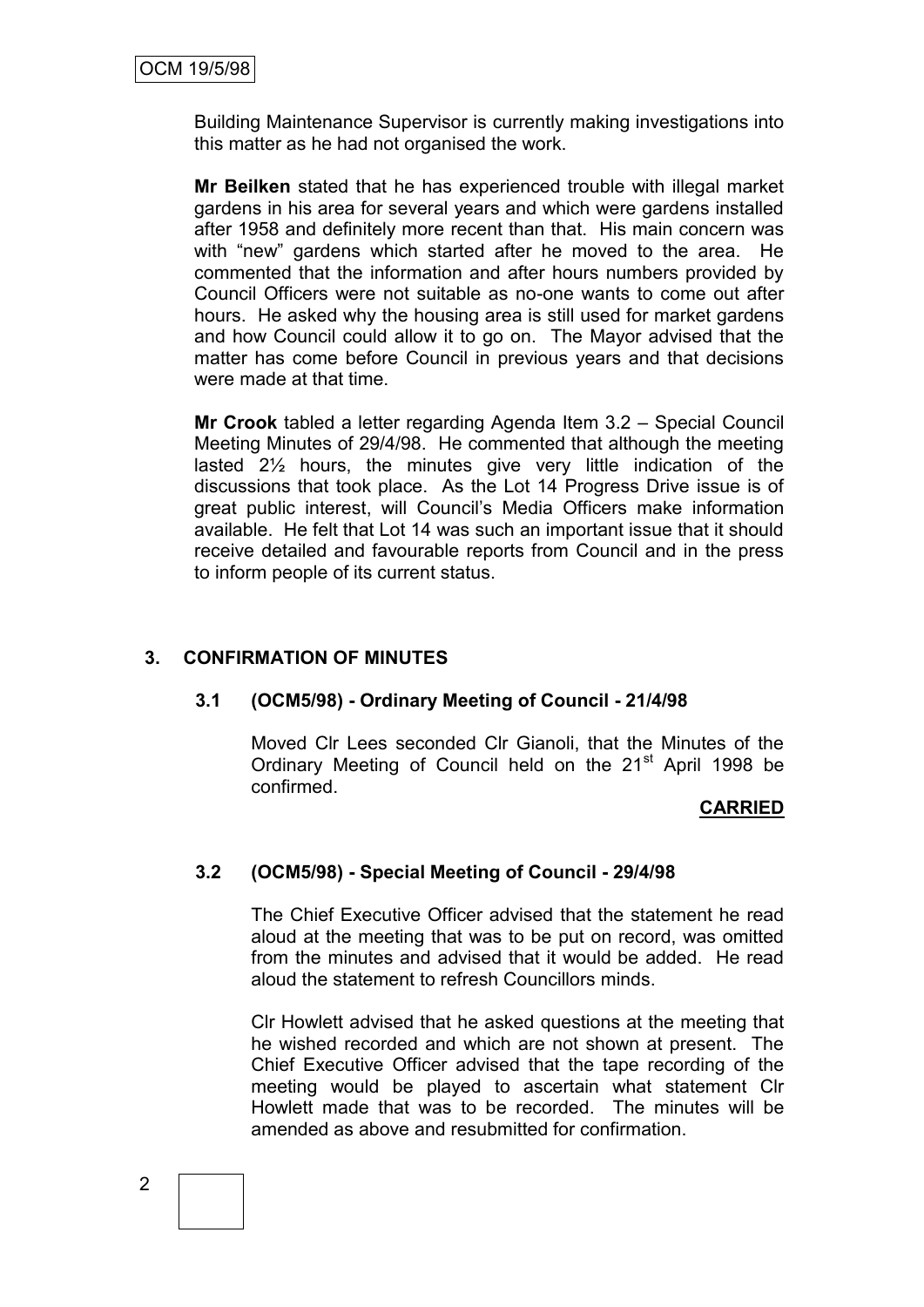Building Maintenance Supervisor is currently making investigations into this matter as he had not organised the work.

**Mr Beilken** stated that he has experienced trouble with illegal market gardens in his area for several years and which were gardens installed after 1958 and definitely more recent than that. His main concern was with "new" gardens which started after he moved to the area. He commented that the information and after hours numbers provided by Council Officers were not suitable as no-one wants to come out after hours. He asked why the housing area is still used for market gardens and how Council could allow it to go on. The Mayor advised that the matter has come before Council in previous years and that decisions were made at that time.

**Mr Crook** tabled a letter regarding Agenda Item 3.2 – Special Council Meeting Minutes of 29/4/98. He commented that although the meeting lasted 2½ hours, the minutes give very little indication of the discussions that took place. As the Lot 14 Progress Drive issue is of great public interest, will Council's Media Officers make information available. He felt that Lot 14 was such an important issue that it should receive detailed and favourable reports from Council and in the press to inform people of its current status.

## 3. CONFIRMATION OF MINUTES

### 3.1 (OCM5/98) - Ordinary Meeting of Council - 21/4/98

Moved Clr Lees seconded Clr Gianoli, that the Minutes of the Ordinary Meeting of Council held on the 21st April 1998 be confirmed.

**CARRIED**

### 3.2 (OCM5/98) - Special Meeting of Council - 29/4/98

The Chief Executive Officer advised that the statement he read aloud at the meeting that was to be put on record, was omitted from the minutes and advised that it would be added. He read aloud the statement to refresh Councillors minds.

Clr Howlett advised that he asked questions at the meeting that he wished recorded and which are not shown at present. The Chief Executive Officer advised that the tape recording of the meeting would be played to ascertain what statement Clr Howlett made that was to be recorded. The minutes will be amended as above and resubmitted for confirmation.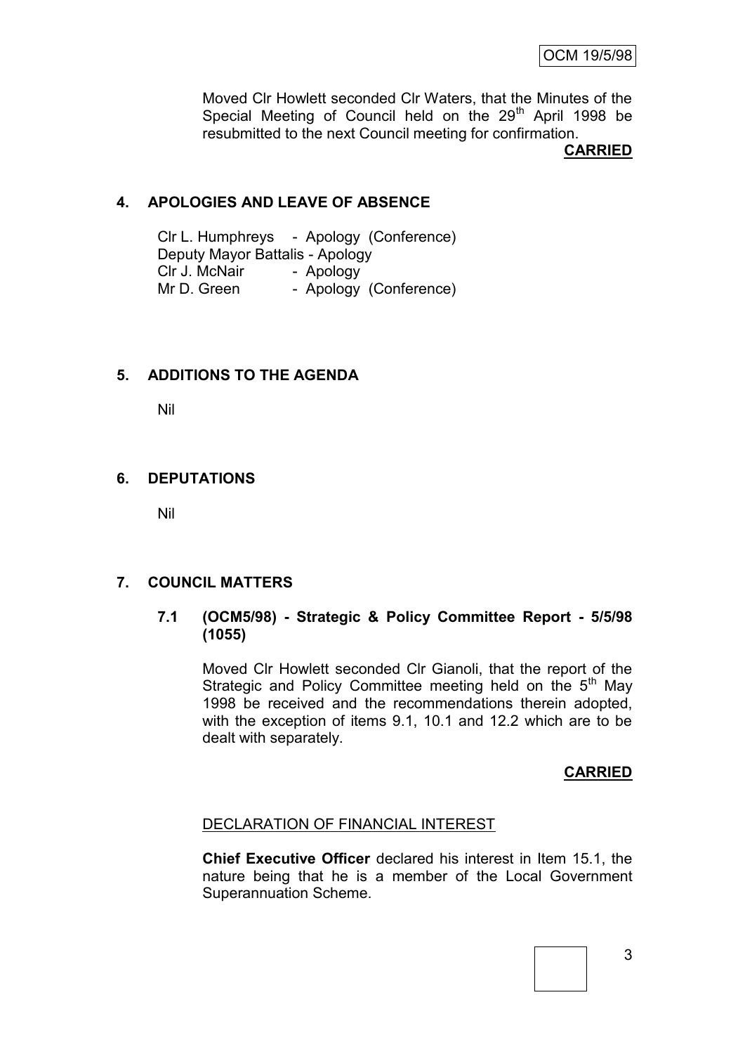Moved Clr Howlett seconded Clr Waters, that the Minutes of the Special Meeting of Council held on the 29th April 1998 be resubmitted to the next Council meeting for confirmation.

**CARRIED**

## 4. APOLOGIES AND LEAVE OF ABSENCE

Clr L. Humphreys - Apology (Conference)
Deputy Mayor Battalis - Apology
Clr J. McNair - Apology
Mr D. Green - Apology (Conference)

## 5. ADDITIONS TO THE AGENDA

Nil

## 6. DEPUTATIONS

Nil

## 7. COUNCIL MATTERS

### 7.1 (OCM5/98) - Strategic & Policy Committee Report - 5/5/98 (1055)

Moved Clr Howlett seconded Clr Gianoli, that the report of the Strategic and Policy Committee meeting held on the 5th May 1998 be received and the recommendations therein adopted, with the exception of items 9.1, 10.1 and 12.2 which are to be dealt with separately.

**CARRIED**

DECLARATION OF FINANCIAL INTEREST

**Chief Executive Officer** declared his interest in Item 15.1, the nature being that he is a member of the Local Government Superannuation Scheme.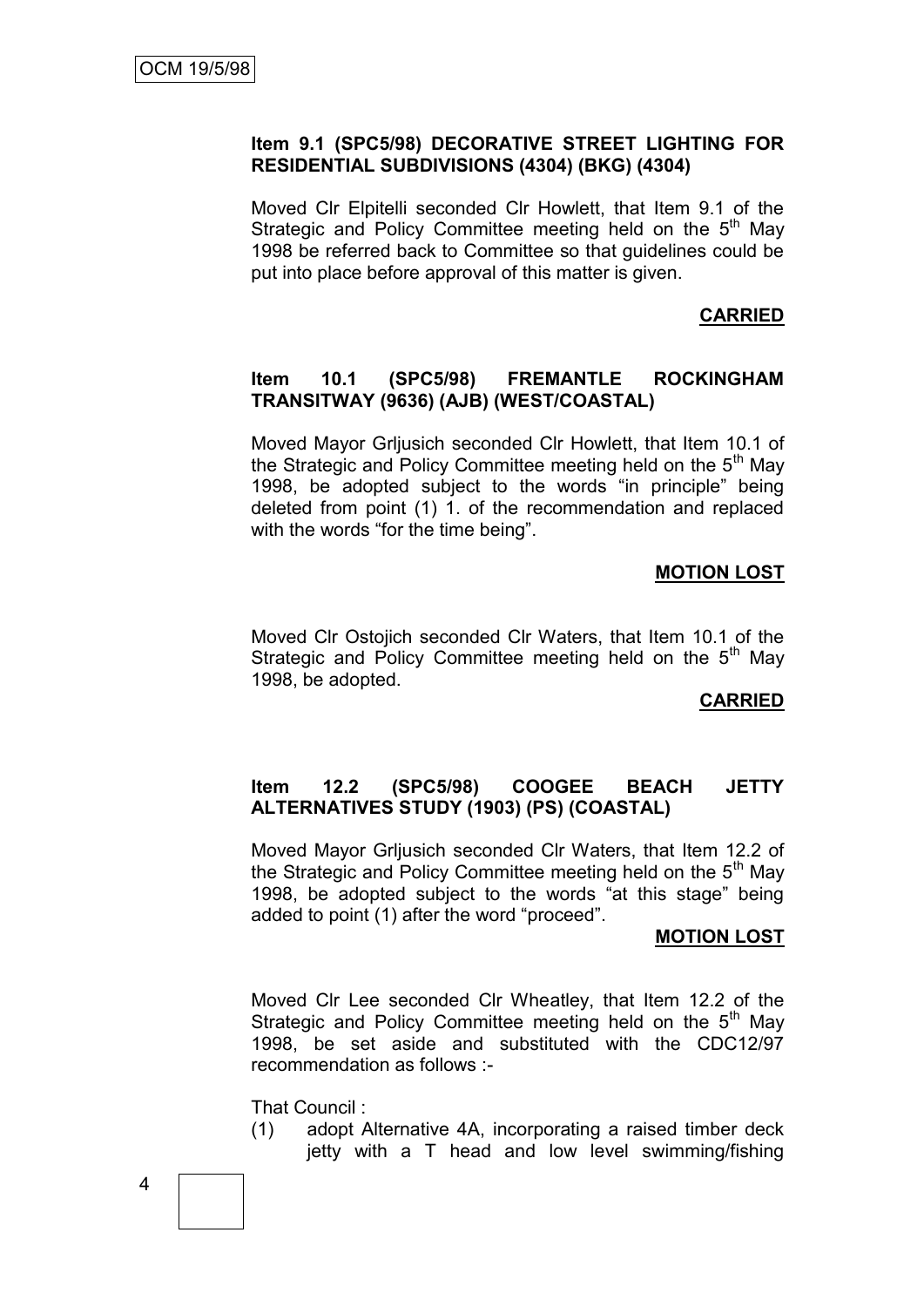### Item 9.1 (SPC5/98) DECORATIVE STREET LIGHTING FOR RESIDENTIAL SUBDIVISIONS (4304) (BKG) (4304)

Moved Clr Elpitelli seconded Clr Howlett, that Item 9.1 of the Strategic and Policy Committee meeting held on the 5th May 1998 be referred back to Committee so that guidelines could be put into place before approval of this matter is given.

**CARRIED**

### Item 10.1 (SPC5/98) FREMANTLE ROCKINGHAM TRANSITWAY (9636) (AJB) (WEST/COASTAL)

Moved Mayor Grljusich seconded Clr Howlett, that Item 10.1 of the Strategic and Policy Committee meeting held on the 5th May 1998, be adopted subject to the words "in principle" being deleted from point (1) 1. of the recommendation and replaced with the words "for the time being".

**MOTION LOST**

Moved Clr Ostojich seconded Clr Waters, that Item 10.1 of the Strategic and Policy Committee meeting held on the 5th May 1998, be adopted.

**CARRIED**

### Item 12.2 (SPC5/98) COOGEE BEACH JETTY ALTERNATIVES STUDY (1903) (PS) (COASTAL)

Moved Mayor Grljusich seconded Clr Waters, that Item 12.2 of the Strategic and Policy Committee meeting held on the 5th May 1998, be adopted subject to the words "at this stage" being added to point (1) after the word "proceed".

**MOTION LOST**

Moved Clr Lee seconded Clr Wheatley, that Item 12.2 of the Strategic and Policy Committee meeting held on the 5th May 1998, be set aside and substituted with the CDC12/97 recommendation as follows :-

That Council :

(1) adopt Alternative 4A, incorporating a raised timber deck jetty with a T head and low level swimming/fishing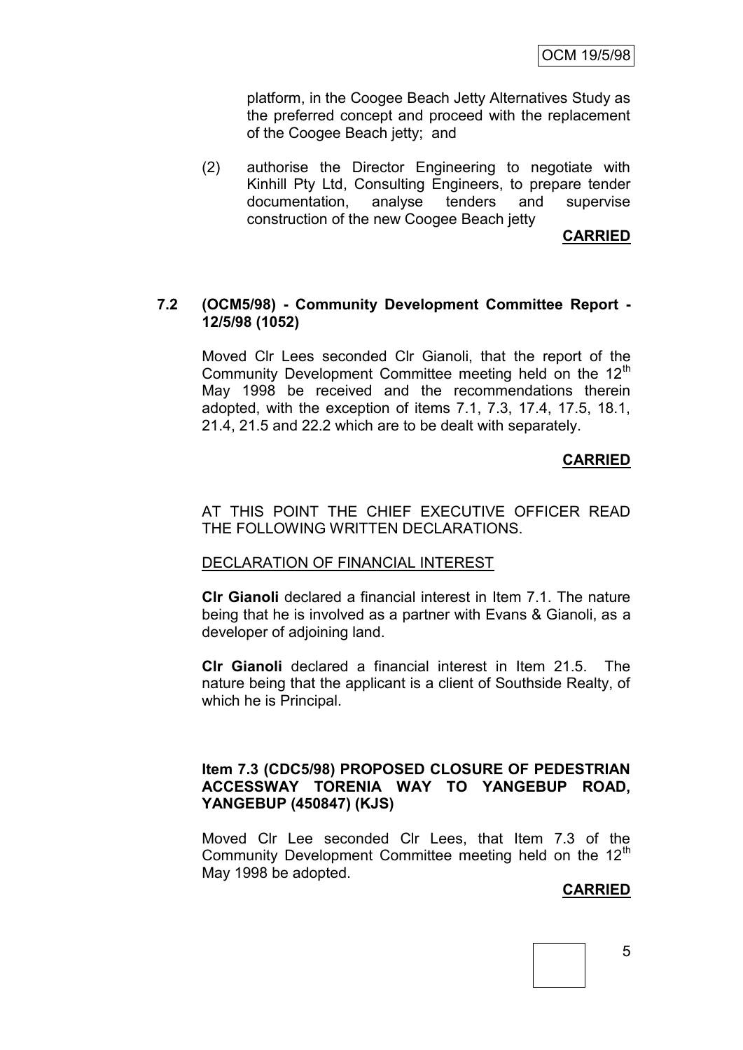platform, in the Coogee Beach Jetty Alternatives Study as the preferred concept and proceed with the replacement of the Coogee Beach jetty; and

(2) authorise the Director Engineering to negotiate with Kinhill Pty Ltd, Consulting Engineers, to prepare tender documentation, analyse tenders and supervise construction of the new Coogee Beach jetty

**CARRIED**

### 7.2 (OCM5/98) - Community Development Committee Report - 12/5/98 (1052)

Moved Clr Lees seconded Clr Gianoli, that the report of the Community Development Committee meeting held on the 12th May 1998 be received and the recommendations therein adopted, with the exception of items 7.1, 7.3, 17.4, 17.5, 18.1, 21.4, 21.5 and 22.2 which are to be dealt with separately.

**CARRIED**

AT THIS POINT THE CHIEF EXECUTIVE OFFICER READ THE FOLLOWING WRITTEN DECLARATIONS.

DECLARATION OF FINANCIAL INTEREST

**Clr Gianoli** declared a financial interest in Item 7.1. The nature being that he is involved as a partner with Evans & Gianoli, as a developer of adjoining land.

**Clr Gianoli** declared a financial interest in Item 21.5. The nature being that the applicant is a client of Southside Realty, of which he is Principal.

### Item 7.3 (CDC5/98) PROPOSED CLOSURE OF PEDESTRIAN ACCESSWAY TORENIA WAY TO YANGEBUP ROAD, YANGEBUP (450847) (KJS)

Moved Clr Lee seconded Clr Lees, that Item 7.3 of the Community Development Committee meeting held on the 12th May 1998 be adopted.

**CARRIED**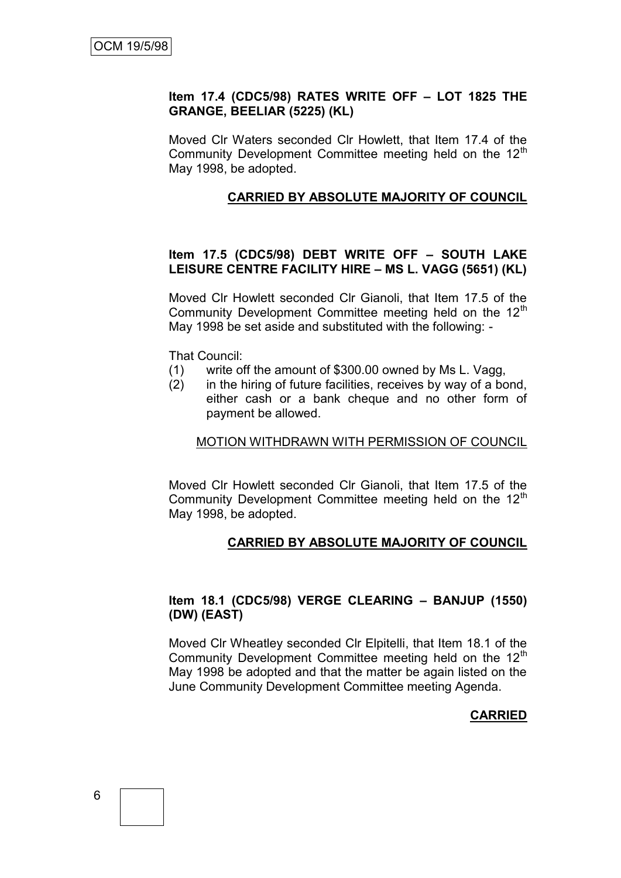### Item 17.4 (CDC5/98) RATES WRITE OFF – LOT 1825 THE GRANGE, BEELIAR (5225) (KL)

Moved Clr Waters seconded Clr Howlett, that Item 17.4 of the Community Development Committee meeting held on the 12th May 1998, be adopted.

**CARRIED BY ABSOLUTE MAJORITY OF COUNCIL**

### Item 17.5 (CDC5/98) DEBT WRITE OFF – SOUTH LAKE LEISURE CENTRE FACILITY HIRE – MS L. VAGG (5651) (KL)

Moved Clr Howlett seconded Clr Gianoli, that Item 17.5 of the Community Development Committee meeting held on the 12th May 1998 be set aside and substituted with the following: -

That Council:

(1) write off the amount of $300.00 owned by Ms L. Vagg,

(2) in the hiring of future facilities, receives by way of a bond, either cash or a bank cheque and no other form of payment be allowed.

MOTION WITHDRAWN WITH PERMISSION OF COUNCIL

Moved Clr Howlett seconded Clr Gianoli, that Item 17.5 of the Community Development Committee meeting held on the 12th May 1998, be adopted.

**CARRIED BY ABSOLUTE MAJORITY OF COUNCIL**

### Item 18.1 (CDC5/98) VERGE CLEARING – BANJUP (1550) (DW) (EAST)

Moved Clr Wheatley seconded Clr Elpitelli, that Item 18.1 of the Community Development Committee meeting held on the 12th May 1998 be adopted and that the matter be again listed on the June Community Development Committee meeting Agenda.

**CARRIED**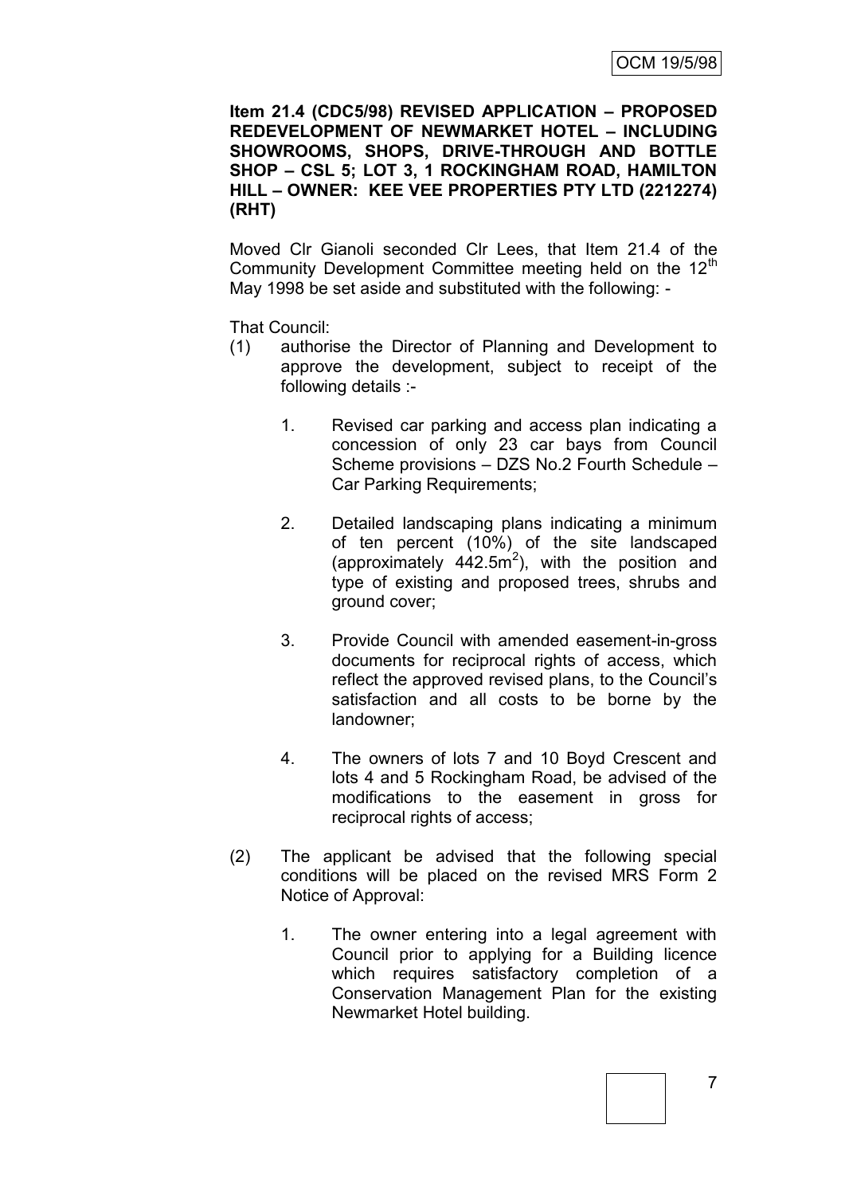**Item 21.4 (CDC5/98) REVISED APPLICATION – PROPOSED REDEVELOPMENT OF NEWMARKET HOTEL – INCLUDING SHOWROOMS, SHOPS, DRIVE-THROUGH AND BOTTLE SHOP – CSL 5; LOT 3, 1 ROCKINGHAM ROAD, HAMILTON HILL – OWNER: KEE VEE PROPERTIES PTY LTD (2212274) (RHT)**

Moved Clr Gianoli seconded Clr Lees, that Item 21.4 of the Community Development Committee meeting held on the 12th May 1998 be set aside and substituted with the following: -

That Council:

(1) authorise the Director of Planning and Development to approve the development, subject to receipt of the following details :-

   1. Revised car parking and access plan indicating a concession of only 23 car bays from Council Scheme provisions – DZS No.2 Fourth Schedule – Car Parking Requirements;

   2. Detailed landscaping plans indicating a minimum of ten percent (10%) of the site landscaped (approximately 442.5m$^2$), with the position and type of existing and proposed trees, shrubs and ground cover;

   3. Provide Council with amended easement-in-gross documents for reciprocal rights of access, which reflect the approved revised plans, to the Council's satisfaction and all costs to be borne by the landowner;

   4. The owners of lots 7 and 10 Boyd Crescent and lots 4 and 5 Rockingham Road, be advised of the modifications to the easement in gross for reciprocal rights of access;

(2) The applicant be advised that the following special conditions will be placed on the revised MRS Form 2 Notice of Approval:

   1. The owner entering into a legal agreement with Council prior to applying for a Building licence which requires satisfactory completion of a Conservation Management Plan for the existing Newmarket Hotel building.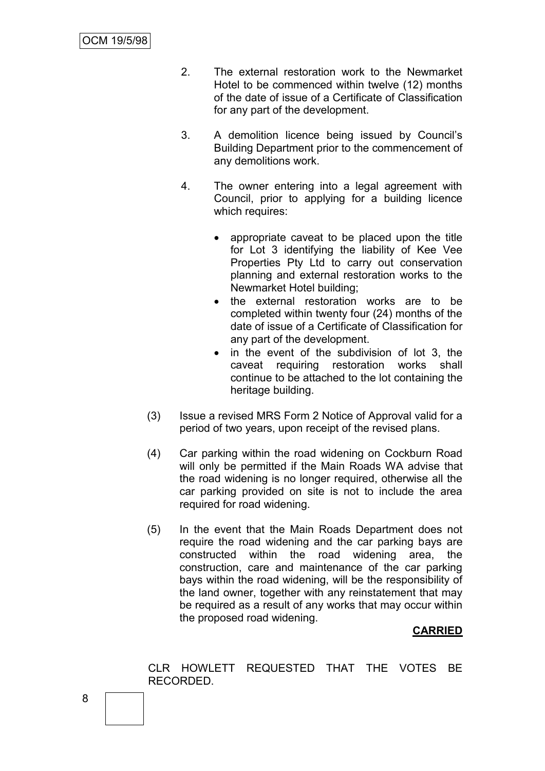2. The external restoration work to the Newmarket Hotel to be commenced within twelve (12) months of the date of issue of a Certificate of Classification for any part of the development.

3. A demolition licence being issued by Council's Building Department prior to the commencement of any demolitions work.

4. The owner entering into a legal agreement with Council, prior to applying for a building licence which requires:

   - appropriate caveat to be placed upon the title for Lot 3 identifying the liability of Kee Vee Properties Pty Ltd to carry out conservation planning and external restoration works to the Newmarket Hotel building;
   - the external restoration works are to be completed within twenty four (24) months of the date of issue of a Certificate of Classification for any part of the development.
   - in the event of the subdivision of lot 3, the caveat requiring restoration works shall continue to be attached to the lot containing the heritage building.

(3) Issue a revised MRS Form 2 Notice of Approval valid for a period of two years, upon receipt of the revised plans.

(4) Car parking within the road widening on Cockburn Road will only be permitted if the Main Roads WA advise that the road widening is no longer required, otherwise all the car parking provided on site is not to include the area required for road widening.

(5) In the event that the Main Roads Department does not require the road widening and the car parking bays are constructed within the road widening area, the construction, care and maintenance of the car parking bays within the road widening, will be the responsibility of the land owner, together with any reinstatement that may be required as a result of any works that may occur within the proposed road widening.

**CARRIED**

CLR HOWLETT REQUESTED THAT THE VOTES BE RECORDED.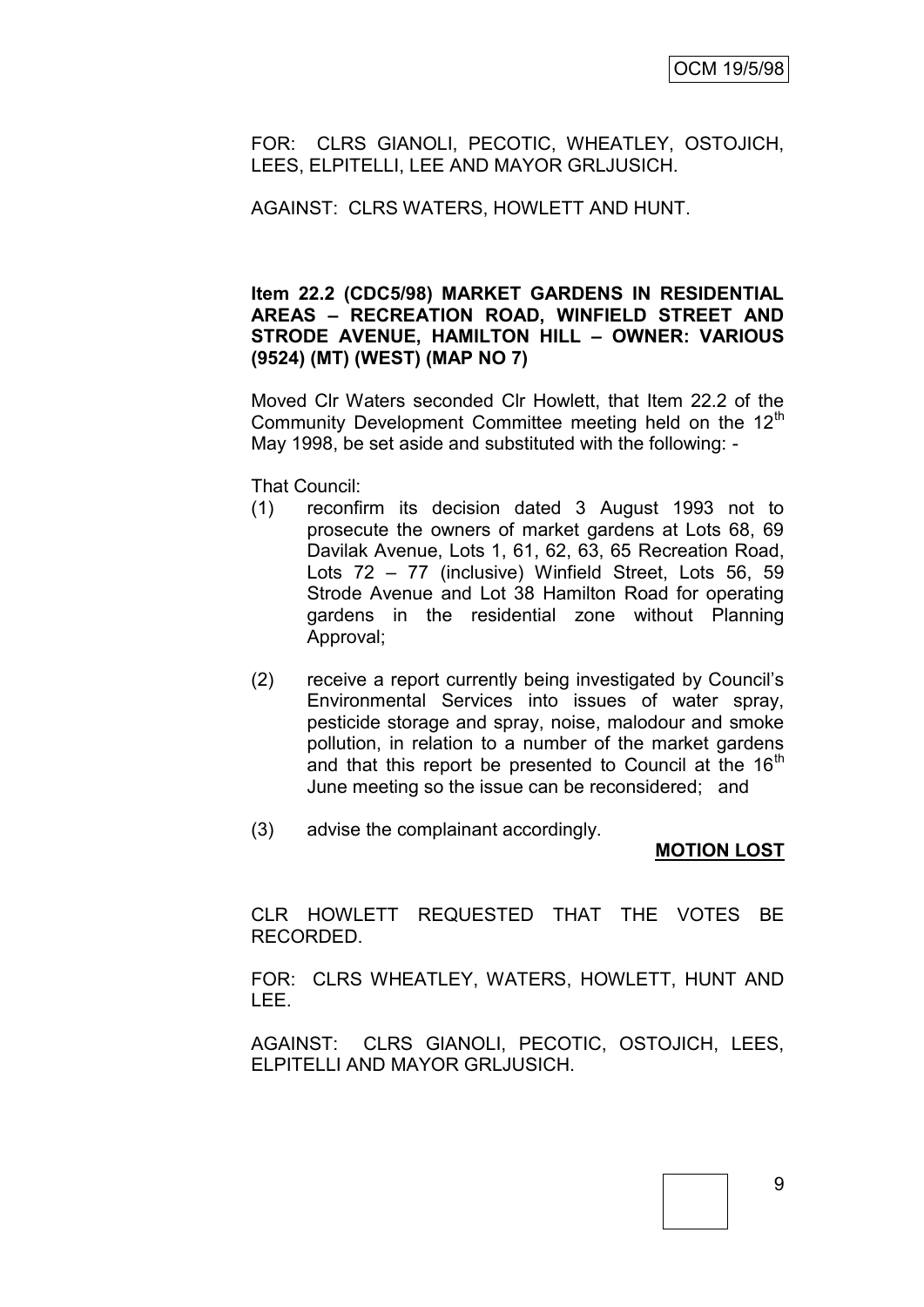FOR: CLRS GIANOLI, PECOTIC, WHEATLEY, OSTOJICH, LEES, ELPITELLI, LEE AND MAYOR GRLJUSICH.

AGAINST: CLRS WATERS, HOWLETT AND HUNT.

**Item 22.2 (CDC5/98) MARKET GARDENS IN RESIDENTIAL AREAS – RECREATION ROAD, WINFIELD STREET AND STRODE AVENUE, HAMILTON HILL – OWNER: VARIOUS (9524) (MT) (WEST) (MAP NO 7)**

Moved Clr Waters seconded Clr Howlett, that Item 22.2 of the Community Development Committee meeting held on the 12th May 1998, be set aside and substituted with the following: -

That Council:

(1) reconfirm its decision dated 3 August 1993 not to prosecute the owners of market gardens at Lots 68, 69 Davilak Avenue, Lots 1, 61, 62, 63, 65 Recreation Road, Lots 72 – 77 (inclusive) Winfield Street, Lots 56, 59 Strode Avenue and Lot 38 Hamilton Road for operating gardens in the residential zone without Planning Approval;

(2) receive a report currently being investigated by Council's Environmental Services into issues of water spray, pesticide storage and spray, noise, malodour and smoke pollution, in relation to a number of the market gardens and that this report be presented to Council at the 16th June meeting so the issue can be reconsidered; and

(3) advise the complainant accordingly.

**MOTION LOST**

CLR HOWLETT REQUESTED THAT THE VOTES BE RECORDED.

FOR: CLRS WHEATLEY, WATERS, HOWLETT, HUNT AND LEE.

AGAINST: CLRS GIANOLI, PECOTIC, OSTOJICH, LEES, ELPITELLI AND MAYOR GRLJUSICH.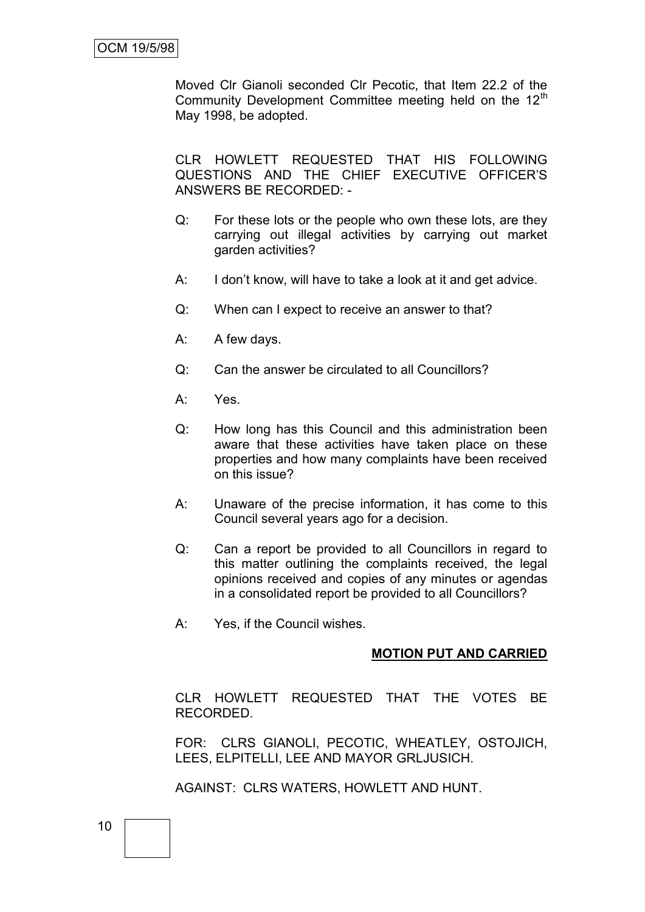Moved Clr Gianoli seconded Clr Pecotic, that Item 22.2 of the Community Development Committee meeting held on the 12th May 1998, be adopted.

CLR HOWLETT REQUESTED THAT HIS FOLLOWING QUESTIONS AND THE CHIEF EXECUTIVE OFFICER'S ANSWERS BE RECORDED: -

Q: For these lots or the people who own these lots, are they carrying out illegal activities by carrying out market garden activities?

A: I don't know, will have to take a look at it and get advice.

Q: When can I expect to receive an answer to that?

A: A few days.

Q: Can the answer be circulated to all Councillors?

A: Yes.

Q: How long has this Council and this administration been aware that these activities have taken place on these properties and how many complaints have been received on this issue?

A: Unaware of the precise information, it has come to this Council several years ago for a decision.

Q: Can a report be provided to all Councillors in regard to this matter outlining the complaints received, the legal opinions received and copies of any minutes or agendas in a consolidated report be provided to all Councillors?

A: Yes, if the Council wishes.

**MOTION PUT AND CARRIED**

CLR HOWLETT REQUESTED THAT THE VOTES BE RECORDED.

FOR: CLRS GIANOLI, PECOTIC, WHEATLEY, OSTOJICH, LEES, ELPITELLI, LEE AND MAYOR GRLJUSICH.

AGAINST: CLRS WATERS, HOWLETT AND HUNT.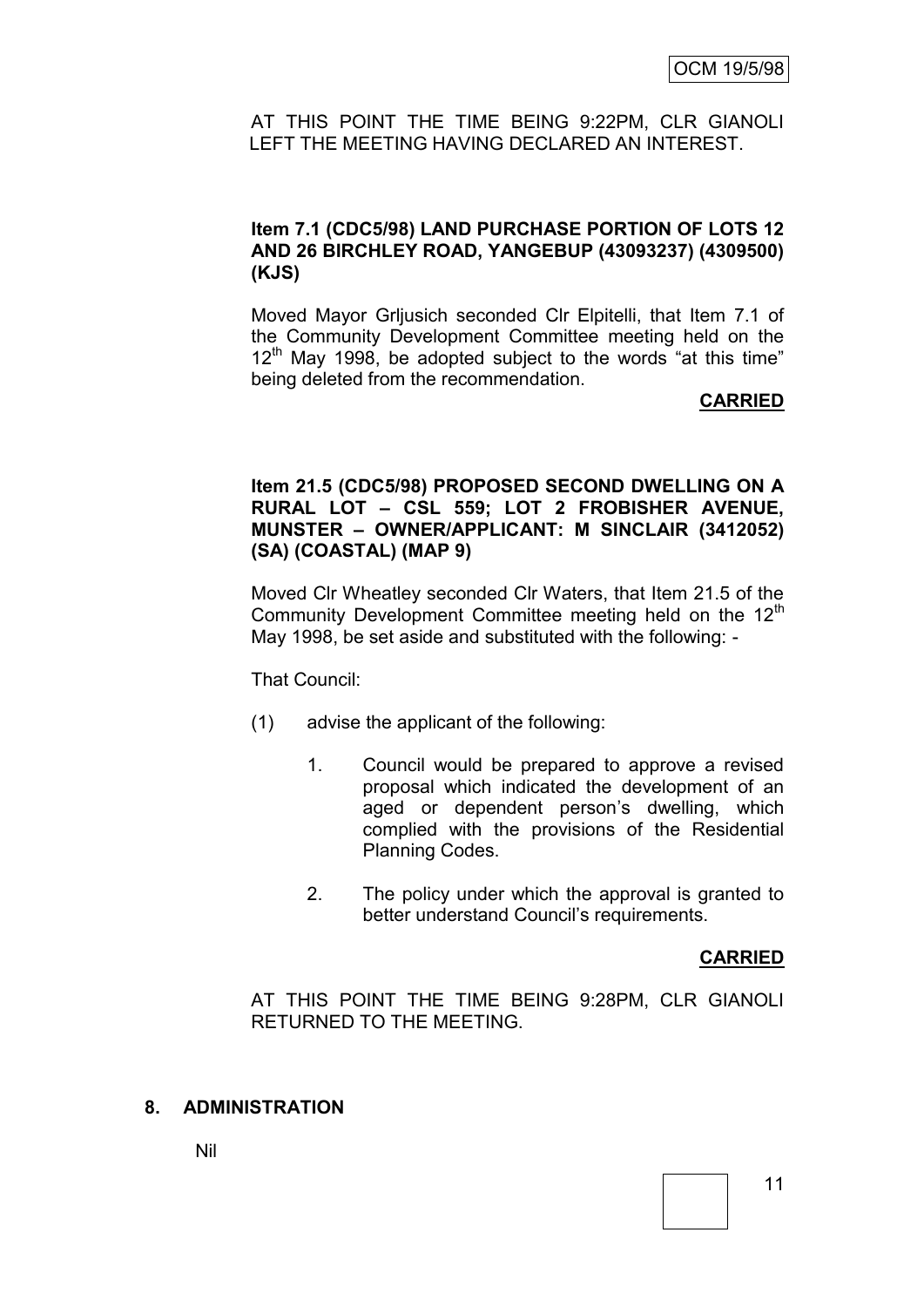AT THIS POINT THE TIME BEING 9:22PM, CLR GIANOLI LEFT THE MEETING HAVING DECLARED AN INTEREST.

**Item 7.1 (CDC5/98) LAND PURCHASE PORTION OF LOTS 12 AND 26 BIRCHLEY ROAD, YANGEBUP (43093237) (4309500) (KJS)**

Moved Mayor Grljusich seconded Clr Elpitelli, that Item 7.1 of the Community Development Committee meeting held on the 12th May 1998, be adopted subject to the words "at this time" being deleted from the recommendation.

**CARRIED**

**Item 21.5 (CDC5/98) PROPOSED SECOND DWELLING ON A RURAL LOT – CSL 559; LOT 2 FROBISHER AVENUE, MUNSTER – OWNER/APPLICANT: M SINCLAIR (3412052) (SA) (COASTAL) (MAP 9)**

Moved Clr Wheatley seconded Clr Waters, that Item 21.5 of the Community Development Committee meeting held on the 12th May 1998, be set aside and substituted with the following: -

That Council:

(1) advise the applicant of the following:

1. Council would be prepared to approve a revised proposal which indicated the development of an aged or dependent person's dwelling, which complied with the provisions of the Residential Planning Codes.

2. The policy under which the approval is granted to better understand Council's requirements.

**CARRIED**

AT THIS POINT THE TIME BEING 9:28PM, CLR GIANOLI RETURNED TO THE MEETING.

## 8. ADMINISTRATION

Nil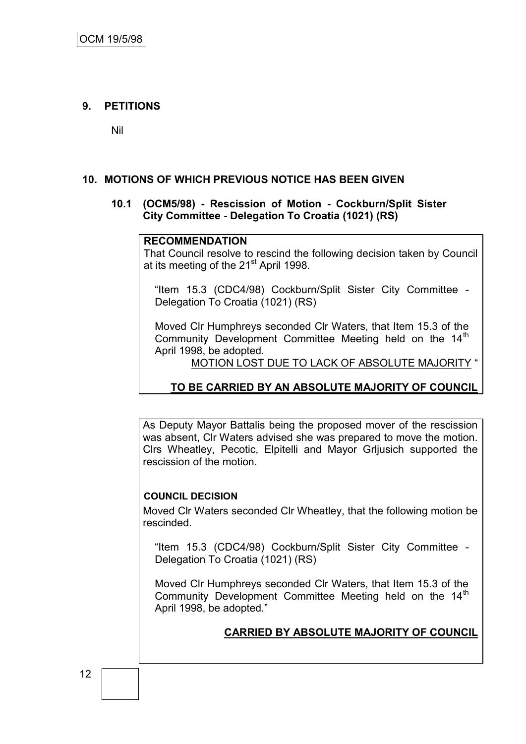## 9. PETITIONS

Nil

## 10. MOTIONS OF WHICH PREVIOUS NOTICE HAS BEEN GIVEN

### 10.1 (OCM5/98) - Rescission of Motion - Cockburn/Split Sister City Committee - Delegation To Croatia (1021) (RS)

**RECOMMENDATION**

That Council resolve to rescind the following decision taken by Council at its meeting of the 21st April 1998.

> "Item 15.3 (CDC4/98) Cockburn/Split Sister City Committee - Delegation To Croatia (1021) (RS)
>
> Moved Clr Humphreys seconded Clr Waters, that Item 15.3 of the Community Development Committee Meeting held on the 14th April 1998, be adopted.
>
> MOTION LOST DUE TO LACK OF ABSOLUTE MAJORITY "

**TO BE CARRIED BY AN ABSOLUTE MAJORITY OF COUNCIL**

As Deputy Mayor Battalis being the proposed mover of the rescission was absent, Clr Waters advised she was prepared to move the motion. Clrs Wheatley, Pecotic, Elpitelli and Mayor Grljusich supported the rescission of the motion.

**COUNCIL DECISION**

Moved Clr Waters seconded Clr Wheatley, that the following motion be rescinded.

> "Item 15.3 (CDC4/98) Cockburn/Split Sister City Committee - Delegation To Croatia (1021) (RS)
>
> Moved Clr Humphreys seconded Clr Waters, that Item 15.3 of the Community Development Committee Meeting held on the 14th April 1998, be adopted."

**CARRIED BY ABSOLUTE MAJORITY OF COUNCIL**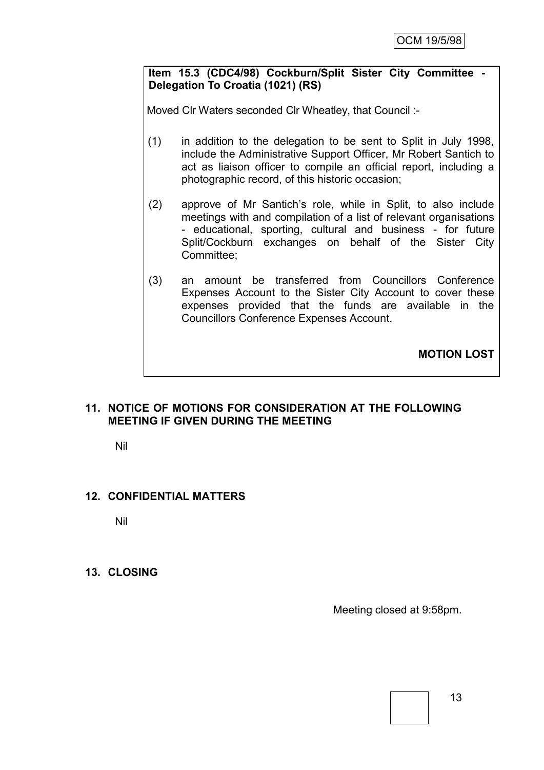**Item 15.3 (CDC4/98) Cockburn/Split Sister City Committee - Delegation To Croatia (1021) (RS)**

Moved Clr Waters seconded Clr Wheatley, that Council :-

(1) in addition to the delegation to be sent to Split in July 1998, include the Administrative Support Officer, Mr Robert Santich to act as liaison officer to compile an official report, including a photographic record, of this historic occasion;

(2) approve of Mr Santich's role, while in Split, to also include meetings with and compilation of a list of relevant organisations - educational, sporting, cultural and business - for future Split/Cockburn exchanges on behalf of the Sister City Committee;

(3) an amount be transferred from Councillors Conference Expenses Account to the Sister City Account to cover these expenses provided that the funds are available in the Councillors Conference Expenses Account.

**MOTION LOST**

## 11. NOTICE OF MOTIONS FOR CONSIDERATION AT THE FOLLOWING MEETING IF GIVEN DURING THE MEETING

Nil

## 12. CONFIDENTIAL MATTERS

Nil

## 13. CLOSING

Meeting closed at 9:58pm.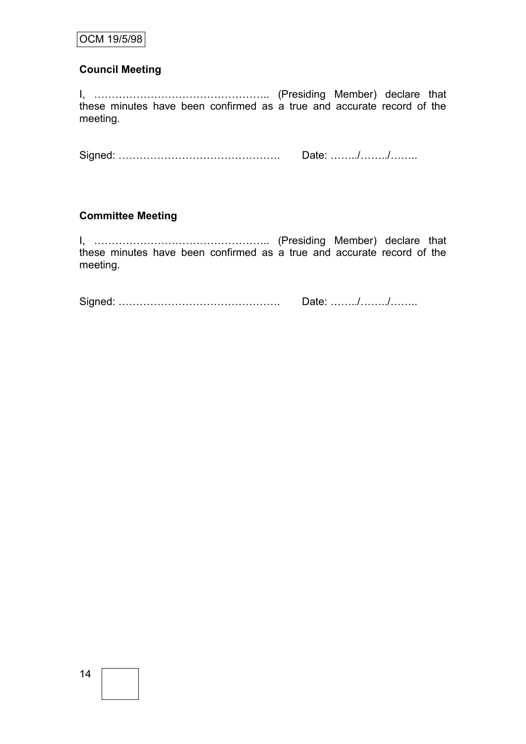**Council Meeting**

I, ………………………………………….. (Presiding Member) declare that these minutes have been confirmed as a true and accurate record of the meeting.

Signed: ………………………………………. Date: ……../……../……..

**Committee Meeting**

I, ………………………………………….. (Presiding Member) declare that these minutes have been confirmed as a true and accurate record of the meeting.

Signed: ………………………………………. Date: ……../……../……..